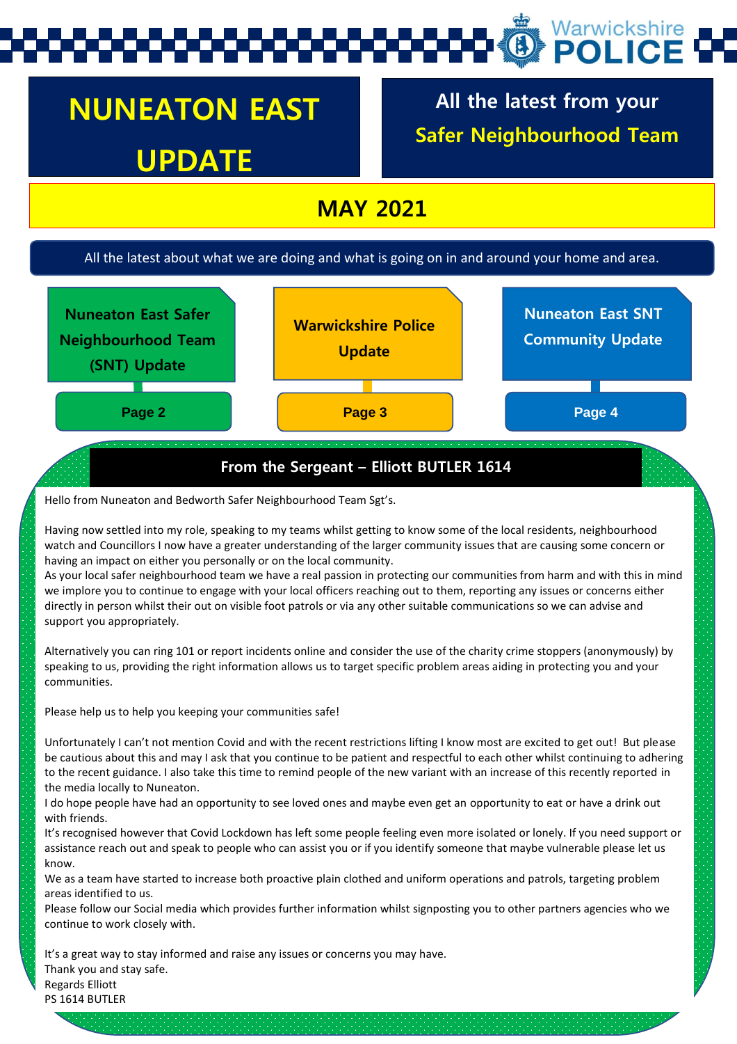Warwickshire POLICE

# NUNEATON EAST UPDATE

All the latest from your **Safer Neighbourhood Team**

## MAY 2021

All the latest about what we are doing and what is going on in and around your home and area.

**Nuneaton East Safer Neighbourhood Team (SNT) Update** — **Page 2**

**Warwickshire Police Update** — **Page 3**

**Nuneaton East SNT Community Update** — **Page 4**

### From the Sergeant – Elliott BUTLER 1614

Hello from Nuneaton and Bedworth Safer Neighbourhood Team Sgt's.

Having now settled into my role, speaking to my teams whilst getting to know some of the local residents, neighbourhood watch and Councillors I now have a greater understanding of the larger community issues that are causing some concern or having an impact on either you personally or on the local community.
As your local safer neighbourhood team we have a real passion in protecting our communities from harm and with this in mind we implore you to continue to engage with your local officers reaching out to them, reporting any issues or concerns either directly in person whilst their out on visible foot patrols or via any other suitable communications so we can advise and support you appropriately.

Alternatively you can ring 101 or report incidents online and consider the use of the charity crime stoppers (anonymously) by speaking to us, providing the right information allows us to target specific problem areas aiding in protecting you and your communities.

Please help us to help you keeping your communities safe!

Unfortunately I can't not mention Covid and with the recent restrictions lifting I know most are excited to get out! But please be cautious about this and may I ask that you continue to be patient and respectful to each other whilst continuing to adhering to the recent guidance. I also take this time to remind people of the new variant with an increase of this recently reported in the media locally to Nuneaton.
I do hope people have had an opportunity to see loved ones and maybe even get an opportunity to eat or have a drink out with friends.
It's recognised however that Covid Lockdown has left some people feeling even more isolated or lonely. If you need support or assistance reach out and speak to people who can assist you or if you identify someone that maybe vulnerable please let us know.
We as a team have started to increase both proactive plain clothed and uniform operations and patrols, targeting problem areas identified to us.
Please follow our Social media which provides further information whilst signposting you to other partners agencies who we continue to work closely with.

It's a great way to stay informed and raise any issues or concerns you may have.
Thank you and stay safe.
Regards Elliott
PS 1614 BUTLER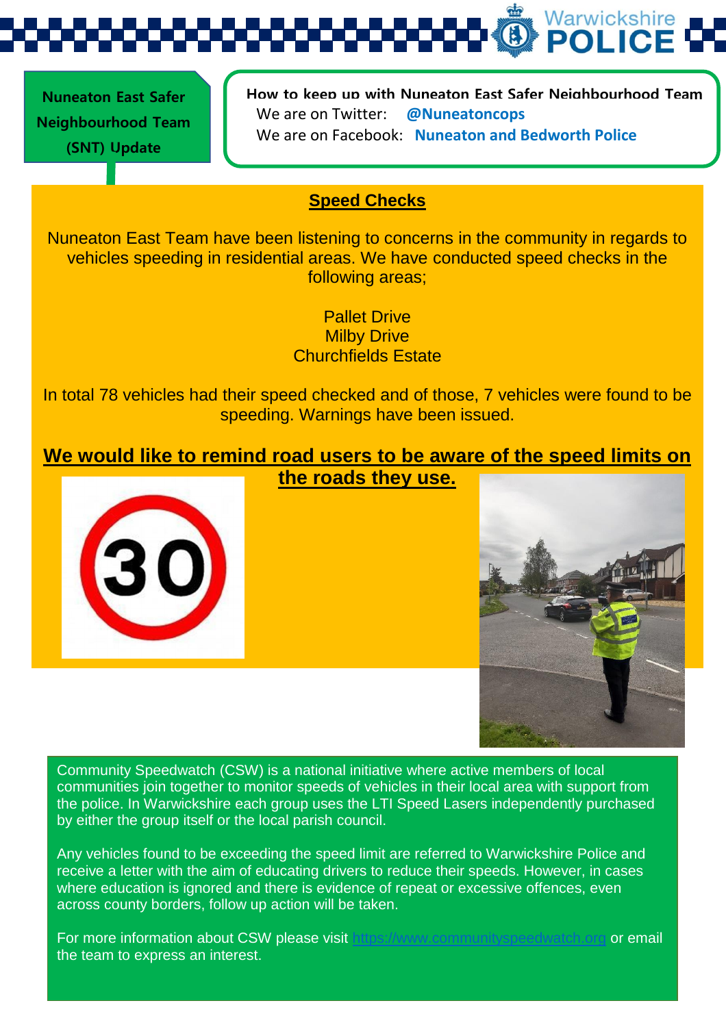**Nuneaton East Safer Neighbourhood Team (SNT) Update**

**How to keep up with Nuneaton East Safer Neighbourhood Team**

We are on Twitter: **@Nuneatoncops**

We are on Facebook: **Nuneaton and Bedworth Police**

## Speed Checks

Nuneaton East Team have been listening to concerns in the community in regards to vehicles speeding in residential areas. We have conducted speed checks in the following areas;

Pallet Drive
Milby Drive
Churchfields Estate

In total 78 vehicles had their speed checked and of those, 7 vehicles were found to be speeding. Warnings have been issued.

**We would like to remind road users to be aware of the speed limits on the roads they use.**

Community Speedwatch (CSW) is a national initiative where active members of local communities join together to monitor speeds of vehicles in their local area with support from the police. In Warwickshire each group uses the LTI Speed Lasers independently purchased by either the group itself or the local parish council.

Any vehicles found to be exceeding the speed limit are referred to Warwickshire Police and receive a letter with the aim of educating drivers to reduce their speeds. However, in cases where education is ignored and there is evidence of repeat or excessive offences, even across county borders, follow up action will be taken.

For more information about CSW please visit https://www.communityspeedwatch.org or email the team to express an interest.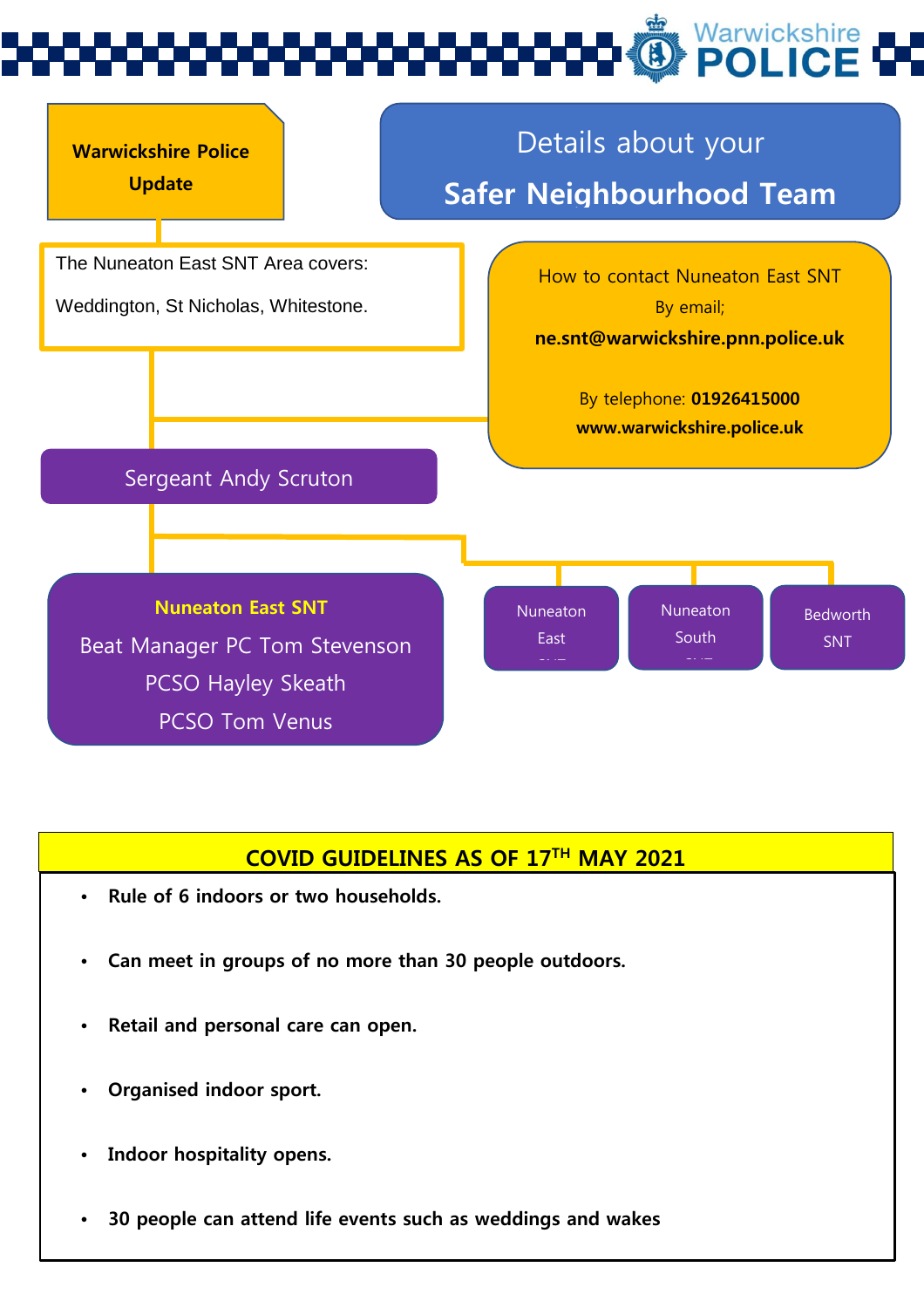**Warwickshire Police Update**

# Details about your Safer Neighbourhood Team

The Nuneaton East SNT Area covers:

Weddington, St Nicholas, Whitestone.

How to contact Nuneaton East SNT

By email;

**ne.snt@warwickshire.pnn.police.uk**

By telephone: **01926415000**

**www.warwickshire.police.uk**

Sergeant Andy Scruton

**Nuneaton East SNT**

Beat Manager PC Tom Stevenson

PCSO Hayley Skeath

PCSO Tom Venus

Nuneaton East SNT

Nuneaton South SNT

Bedworth SNT

## COVID GUIDELINES AS OF 17TH MAY 2021

- **Rule of 6 indoors or two households.**
- **Can meet in groups of no more than 30 people outdoors.**
- **Retail and personal care can open.**
- **Organised indoor sport.**
- **Indoor hospitality opens.**
- **30 people can attend life events such as weddings and wakes**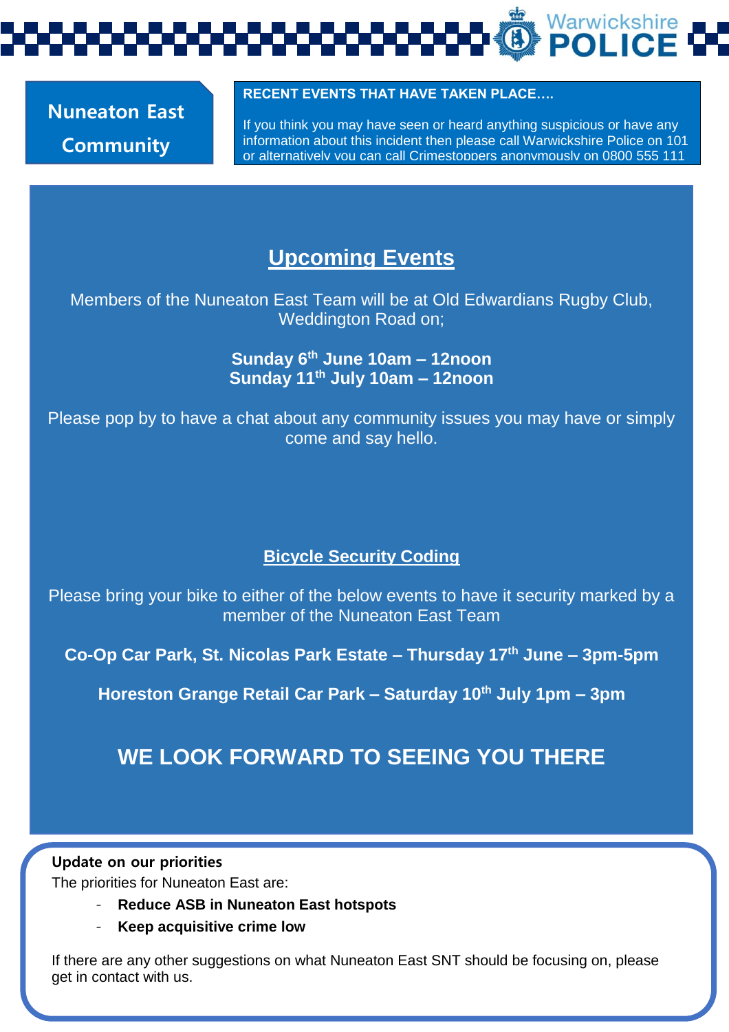**Nuneaton East Community**

**RECENT EVENTS THAT HAVE TAKEN PLACE….**

If you think you may have seen or heard anything suspicious or have any information about this incident then please call Warwickshire Police on 101 or alternatively you can call Crimestoppers anonymously on 0800 555 111

## Upcoming Events

Members of the Nuneaton East Team will be at Old Edwardians Rugby Club, Weddington Road on;

**Sunday 6th June 10am – 12noon**
**Sunday 11th July 10am – 12noon**

Please pop by to have a chat about any community issues you may have or simply come and say hello.

## Bicycle Security Coding

Please bring your bike to either of the below events to have it security marked by a member of the Nuneaton East Team

**Co-Op Car Park, St. Nicolas Park Estate – Thursday 17th June – 3pm-5pm**

**Horeston Grange Retail Car Park – Saturday 10th July 1pm – 3pm**

## WE LOOK FORWARD TO SEEING YOU THERE

**Update on our priorities**

The priorities for Nuneaton East are:

- **Reduce ASB in Nuneaton East hotspots**
- **Keep acquisitive crime low**

If there are any other suggestions on what Nuneaton East SNT should be focusing on, please get in contact with us.